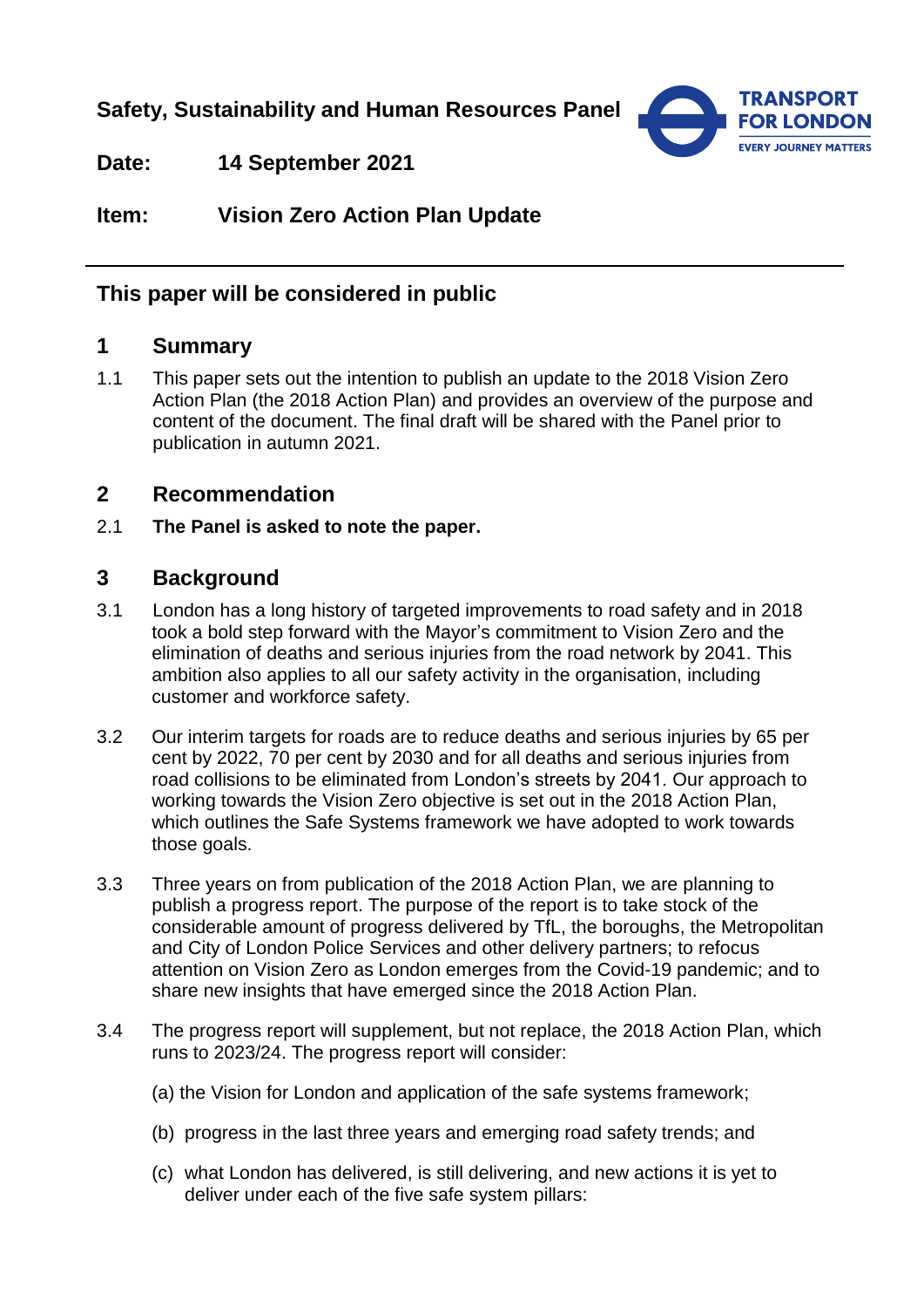**Safety, Sustainability and Human Resources Panel**

**Date:** 14 September 2021

**Item:** Vision Zero Action Plan Update

---

**This paper will be considered in public**

## 1 Summary

1.1 This paper sets out the intention to publish an update to the 2018 Vision Zero Action Plan (the 2018 Action Plan) and provides an overview of the purpose and content of the document. The final draft will be shared with the Panel prior to publication in autumn 2021.

## 2 Recommendation

2.1 **The Panel is asked to note the paper.**

## 3 Background

3.1 London has a long history of targeted improvements to road safety and in 2018 took a bold step forward with the Mayor's commitment to Vision Zero and the elimination of deaths and serious injuries from the road network by 2041. This ambition also applies to all our safety activity in the organisation, including customer and workforce safety.

3.2 Our interim targets for roads are to reduce deaths and serious injuries by 65 per cent by 2022, 70 per cent by 2030 and for all deaths and serious injuries from road collisions to be eliminated from London's streets by 2041. Our approach to working towards the Vision Zero objective is set out in the 2018 Action Plan, which outlines the Safe Systems framework we have adopted to work towards those goals.

3.3 Three years on from publication of the 2018 Action Plan, we are planning to publish a progress report. The purpose of the report is to take stock of the considerable amount of progress delivered by TfL, the boroughs, the Metropolitan and City of London Police Services and other delivery partners; to refocus attention on Vision Zero as London emerges from the Covid-19 pandemic; and to share new insights that have emerged since the 2018 Action Plan.

3.4 The progress report will supplement, but not replace, the 2018 Action Plan, which runs to 2023/24. The progress report will consider:

(a) the Vision for London and application of the safe systems framework;

(b) progress in the last three years and emerging road safety trends; and

(c) what London has delivered, is still delivering, and new actions it is yet to deliver under each of the five safe system pillars: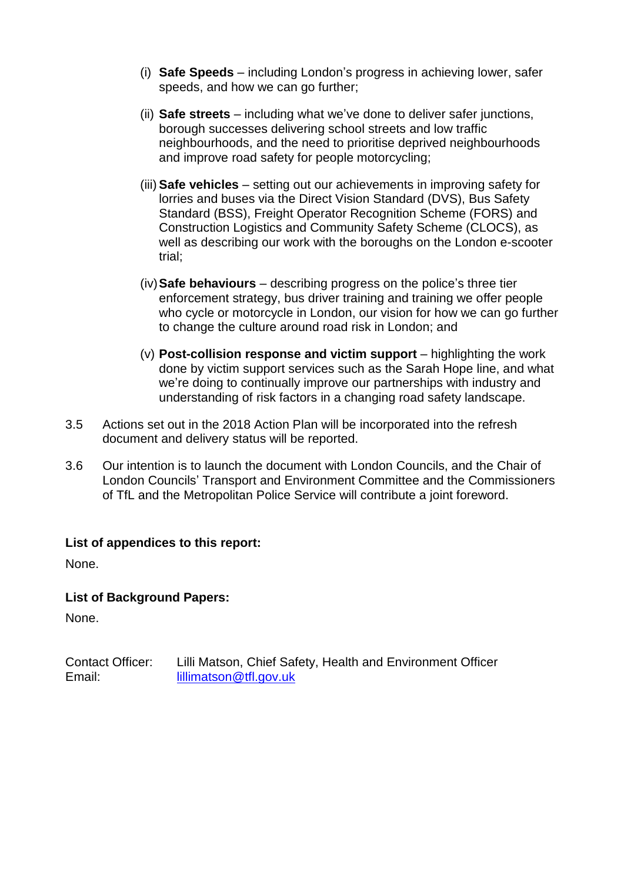(i) **Safe Speeds** – including London's progress in achieving lower, safer speeds, and how we can go further;

(ii) **Safe streets** – including what we've done to deliver safer junctions, borough successes delivering school streets and low traffic neighbourhoods, and the need to prioritise deprived neighbourhoods and improve road safety for people motorcycling;

(iii) **Safe vehicles** – setting out our achievements in improving safety for lorries and buses via the Direct Vision Standard (DVS), Bus Safety Standard (BSS), Freight Operator Recognition Scheme (FORS) and Construction Logistics and Community Safety Scheme (CLOCS), as well as describing our work with the boroughs on the London e-scooter trial;

(iv) **Safe behaviours** – describing progress on the police's three tier enforcement strategy, bus driver training and training we offer people who cycle or motorcycle in London, our vision for how we can go further to change the culture around road risk in London; and

(v) **Post-collision response and victim support** – highlighting the work done by victim support services such as the Sarah Hope line, and what we're doing to continually improve our partnerships with industry and understanding of risk factors in a changing road safety landscape.

3.5 Actions set out in the 2018 Action Plan will be incorporated into the refresh document and delivery status will be reported.

3.6 Our intention is to launch the document with London Councils, and the Chair of London Councils' Transport and Environment Committee and the Commissioners of TfL and the Metropolitan Police Service will contribute a joint foreword.

**List of appendices to this report:**

None.

**List of Background Papers:**

None.

Contact Officer: Lilli Matson, Chief Safety, Health and Environment Officer
Email: lillimatson@tfl.gov.uk